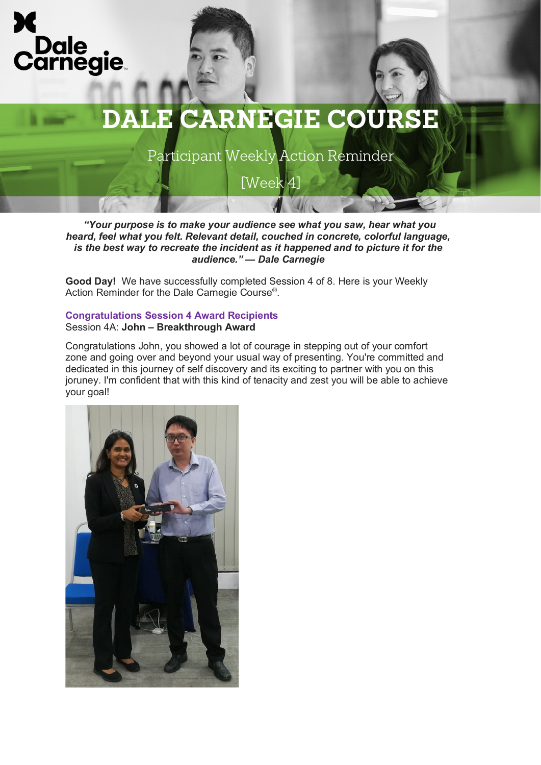# DALE CARNEGIE COURSE

## Participant Weekly Action Reminder

## [Week 4]

***"Your purpose is to make your audience see what you saw, hear what you heard, feel what you felt. Relevant detail, couched in concrete, colorful language, is the best way to recreate the incident as it happened and to picture it for the audience." — Dale Carnegie***

**Good Day!** We have successfully completed Session 4 of 8. Here is your Weekly Action Reminder for the Dale Carnegie Course®.

**Congratulations Session 4 Award Recipients**
Session 4A: **John – Breakthrough Award**

Congratulations John, you showed a lot of courage in stepping out of your comfort zone and going over and beyond your usual way of presenting. You're committed and dedicated in this journey of self discovery and its exciting to partner with you on this joruney. I'm confident that with this kind of tenacity and zest you will be able to achieve your goal!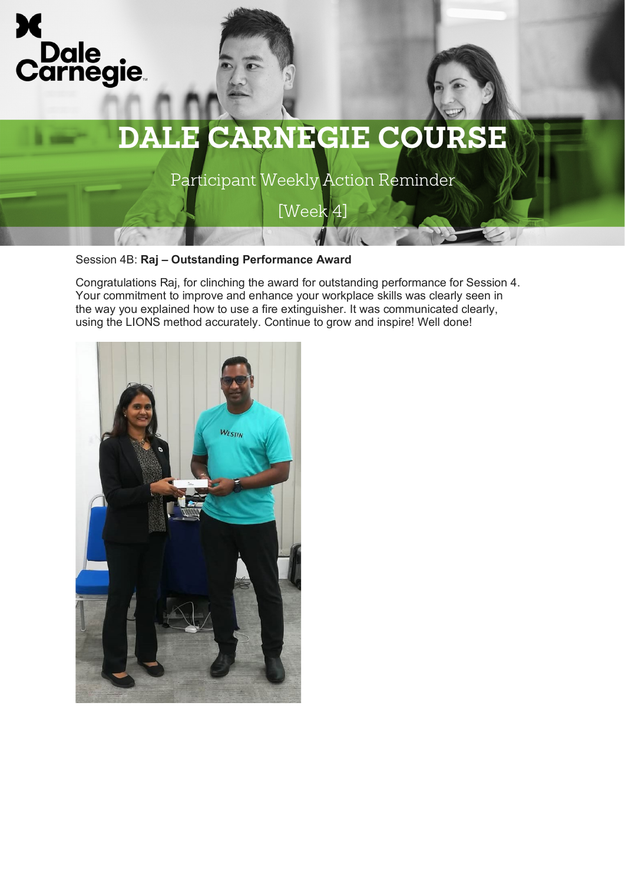# DALE CARNEGIE COURSE

Participant Weekly Action Reminder

[Week 4]

Session 4B: **Raj – Outstanding Performance Award**

Congratulations Raj, for clinching the award for outstanding performance for Session 4. Your commitment to improve and enhance your workplace skills was clearly seen in the way you explained how to use a fire extinguisher. It was communicated clearly, using the LIONS method accurately. Continue to grow and inspire! Well done!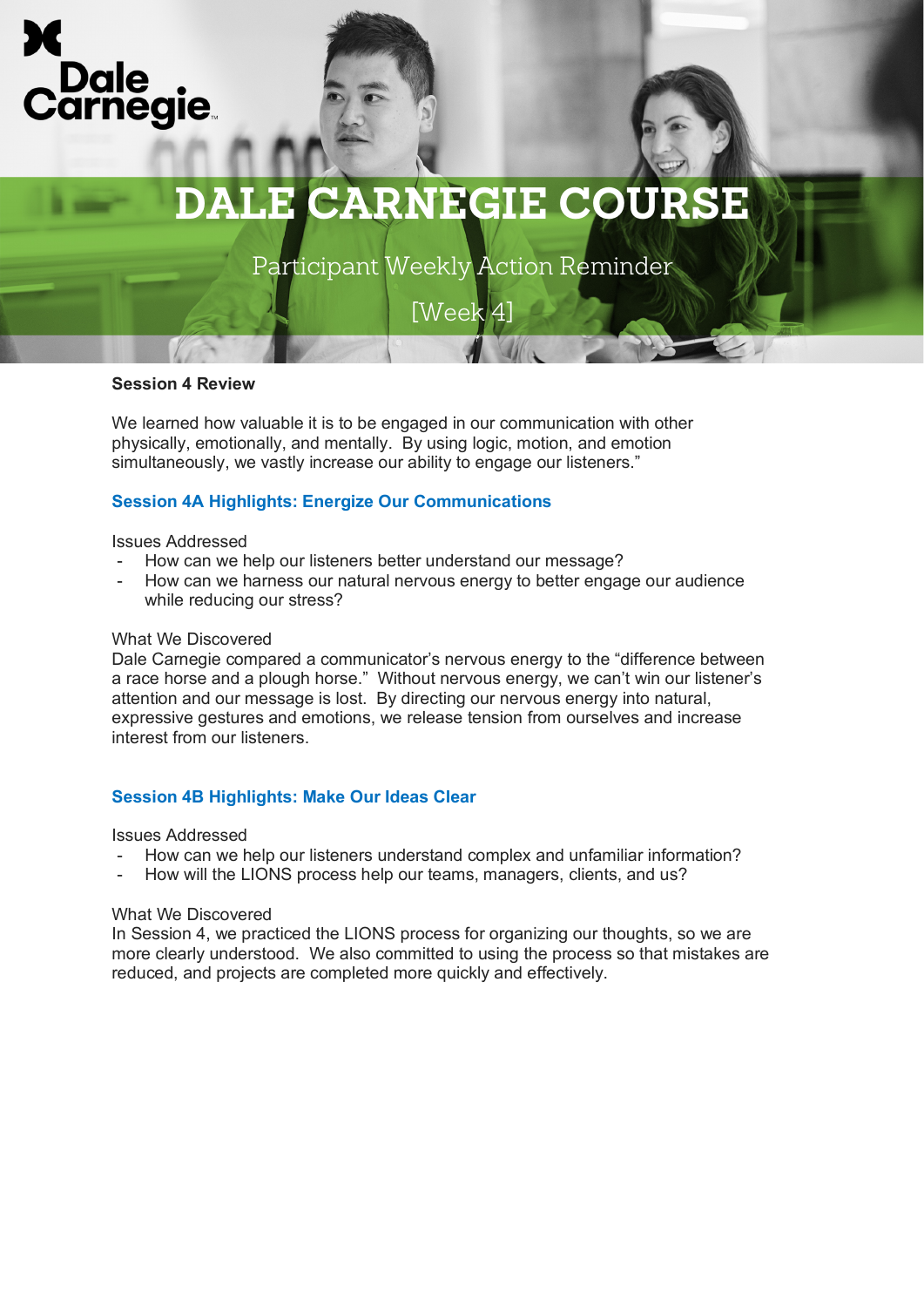Dale Carnegie

# DALE CARNEGIE COURSE

Participant Weekly Action Reminder

[Week 4]

**Session 4 Review**

We learned how valuable it is to be engaged in our communication with other physically, emotionally, and mentally. By using logic, motion, and emotion simultaneously, we vastly increase our ability to engage our listeners."

## Session 4A Highlights: Energize Our Communications

Issues Addressed

- How can we help our listeners better understand our message?
- How can we harness our natural nervous energy to better engage our audience while reducing our stress?

What We Discovered

Dale Carnegie compared a communicator's nervous energy to the "difference between a race horse and a plough horse." Without nervous energy, we can't win our listener's attention and our message is lost. By directing our nervous energy into natural, expressive gestures and emotions, we release tension from ourselves and increase interest from our listeners.

## Session 4B Highlights: Make Our Ideas Clear

Issues Addressed

- How can we help our listeners understand complex and unfamiliar information?
- How will the LIONS process help our teams, managers, clients, and us?

What We Discovered

In Session 4, we practiced the LIONS process for organizing our thoughts, so we are more clearly understood. We also committed to using the process so that mistakes are reduced, and projects are completed more quickly and effectively.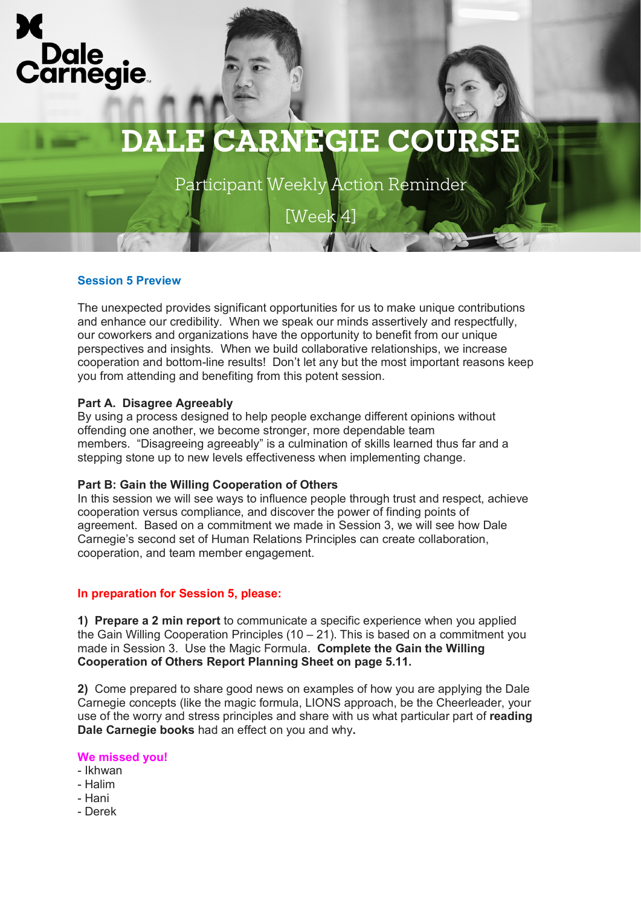# DALE CARNEGIE COURSE

Participant Weekly Action Reminder

[Week 4]

## Session 5 Preview

The unexpected provides significant opportunities for us to make unique contributions and enhance our credibility. When we speak our minds assertively and respectfully, our coworkers and organizations have the opportunity to benefit from our unique perspectives and insights. When we build collaborative relationships, we increase cooperation and bottom-line results! Don't let any but the most important reasons keep you from attending and benefiting from this potent session.

**Part A. Disagree Agreeably**

By using a process designed to help people exchange different opinions without offending one another, we become stronger, more dependable team members. "Disagreeing agreeably" is a culmination of skills learned thus far and a stepping stone up to new levels effectiveness when implementing change.

**Part B: Gain the Willing Cooperation of Others**

In this session we will see ways to influence people through trust and respect, achieve cooperation versus compliance, and discover the power of finding points of agreement. Based on a commitment we made in Session 3, we will see how Dale Carnegie's second set of Human Relations Principles can create collaboration, cooperation, and team member engagement.

## In preparation for Session 5, please:

**1) Prepare a 2 min report** to communicate a specific experience when you applied the Gain Willing Cooperation Principles (10 – 21). This is based on a commitment you made in Session 3. Use the Magic Formula. **Complete the Gain the Willing Cooperation of Others Report Planning Sheet on page 5.11.**

**2)** Come prepared to share good news on examples of how you are applying the Dale Carnegie concepts (like the magic formula, LIONS approach, be the Cheerleader, your use of the worry and stress principles and share with us what particular part of **reading Dale Carnegie books** had an effect on you and why**.**

**We missed you!**

- Ikhwan
- Halim
- Hani
- Derek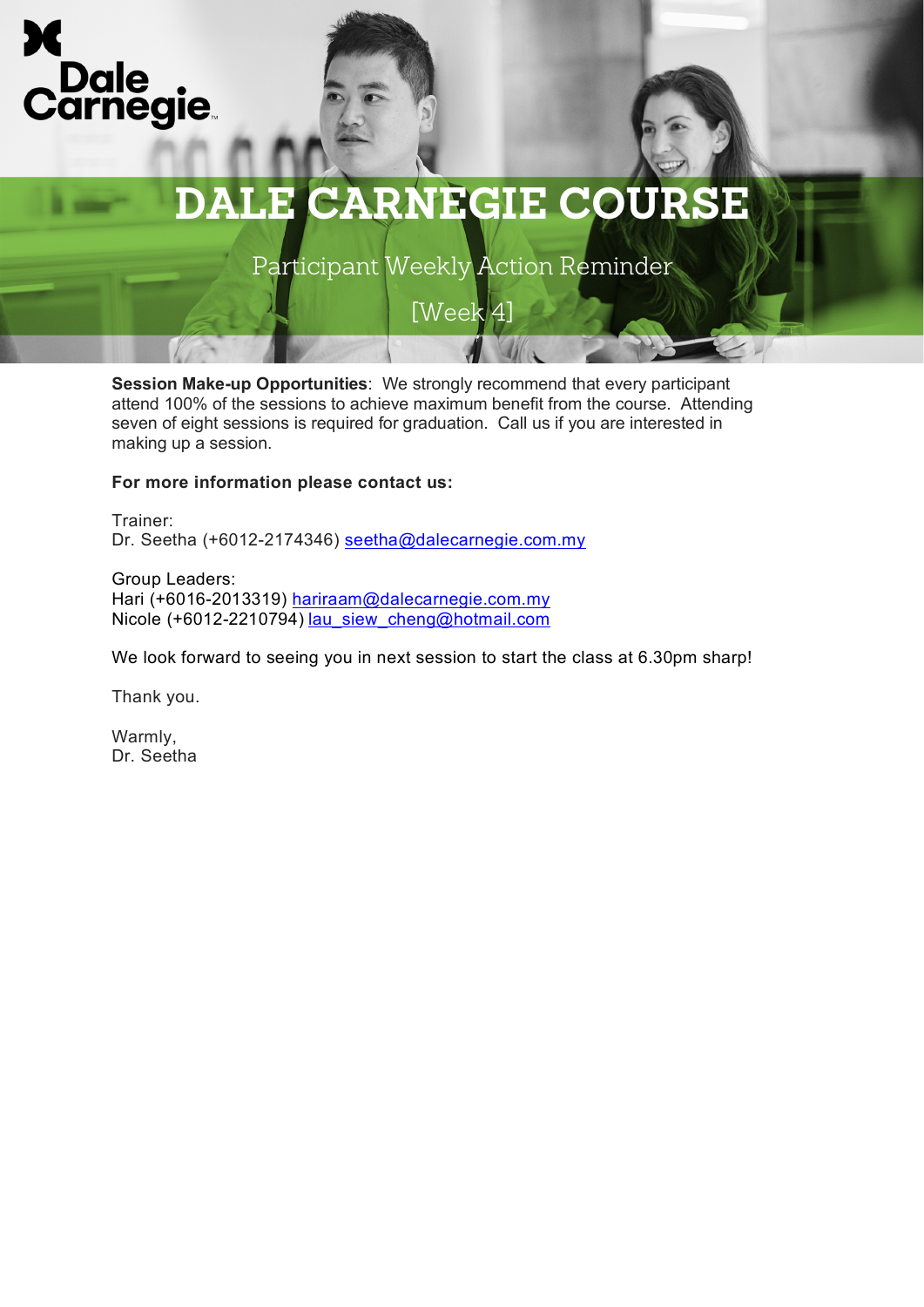# DALE CARNEGIE COURSE

Participant Weekly Action Reminder

[Week 4]

**Session Make-up Opportunities**: We strongly recommend that every participant attend 100% of the sessions to achieve maximum benefit from the course. Attending seven of eight sessions is required for graduation. Call us if you are interested in making up a session.

**For more information please contact us:**

Trainer:
Dr. Seetha (+6012-2174346) seetha@dalecarnegie.com.my

Group Leaders:
Hari (+6016-2013319) hariraam@dalecarnegie.com.my
Nicole (+6012-2210794) lau_siew_cheng@hotmail.com

We look forward to seeing you in next session to start the class at 6.30pm sharp!

Thank you.

Warmly,
Dr. Seetha